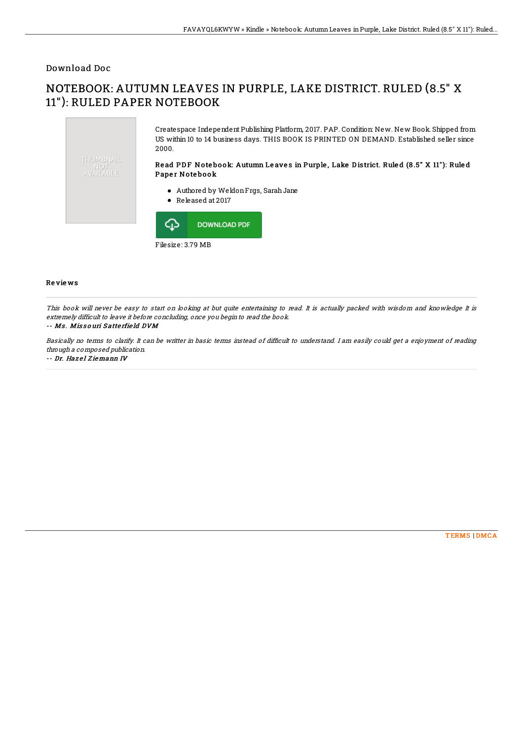Download Doc

# NOTEBOOK: AUTUMN LEAVES IN PURPLE, LAKE DISTRICT. RULED (8.5" X 11"): RULED PAPER NOTEBOOK

Createspace Independent Publishing Platform, 2017. PAP. Condition: New. New Book. Shipped from US within 10 to 14 business days. THIS BOOK IS PRINTED ON DEMAND. Established seller since 2000.

### Read PDF Notebook: Autumn Leaves in Purple, Lake District. Ruled (8.5" X 11"): Ruled Paper Notebook

- Authored by Weldon Frgs, Sarah Jane
- Released at 2017

DOWNLOAD PDF

Filesize: 3.79 MB

## Reviews

*This book will never be easy to start on looking at but quite entertaining to read. It is actually packed with wisdom and knowledge It is extremely difficult to leave it before concluding, once you begin to read the book.*

*-- Ms. Missouri Satterfield DVM*

*Basically no terms to clarify. It can be writter in basic terms instead of difficult to understand. I am easily could get a enjoyment of reading through a composed publication.*

*-- Dr. Hazel Ziemann IV*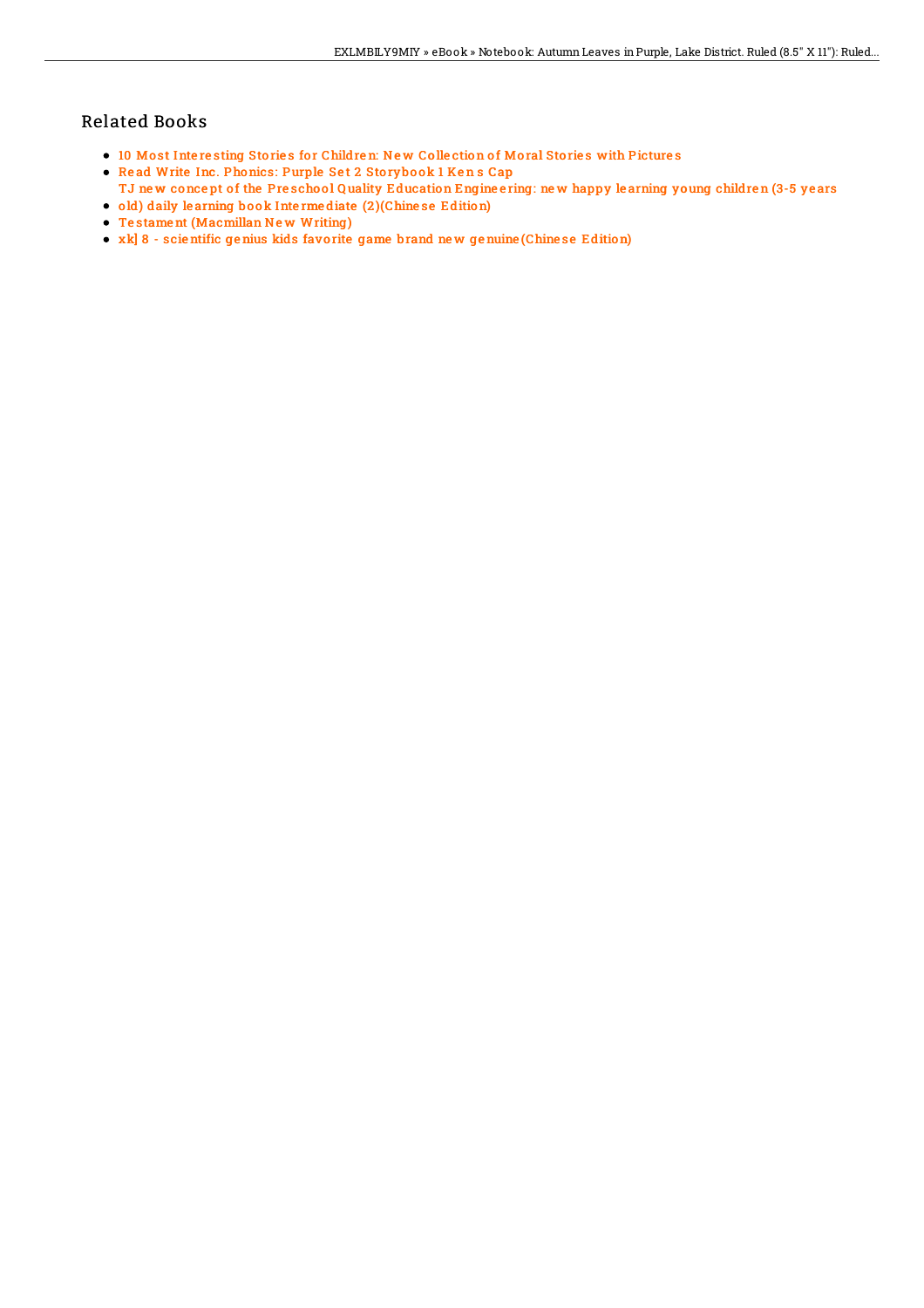## Related Books

- 10 Most Interesting Stories for Children: New Collection of Moral Stories with Pictures
- Read Write Inc. Phonics: Purple Set 2 Storybook 1 Ken s Cap
- TJ new concept of the Preschool Quality Education Engineering: new happy learning young children (3-5 years old) daily learning book Intermediate (2)(Chinese Edition)
- Testament (Macmillan New Writing)
- xk] 8 - scientific genius kids favorite game brand new genuine(Chinese Edition)